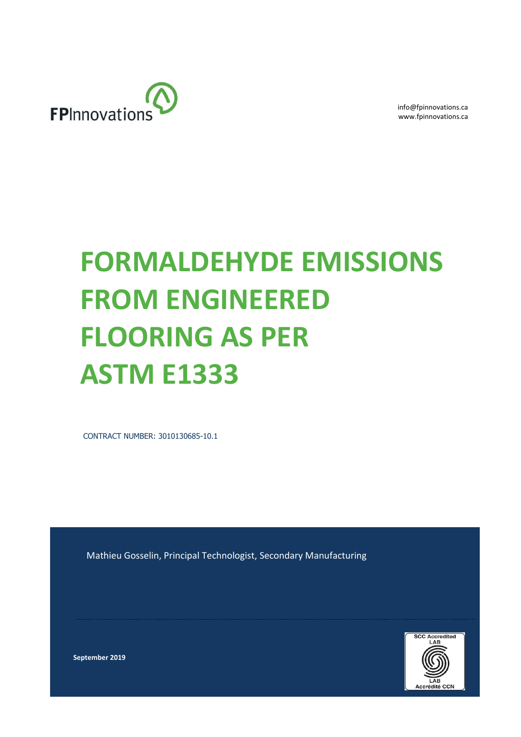FPInnovations

info@fpinnovations.ca
www.fpinnovations.ca

# FORMALDEHYDE EMISSIONS FROM ENGINEERED FLOORING AS PER ASTM E1333

CONTRACT NUMBER: 3010130685-10.1

Mathieu Gosselin, Principal Technologist, Secondary Manufacturing

**September 2019**

SCC Accredited LAB
LAB Accrédité CCN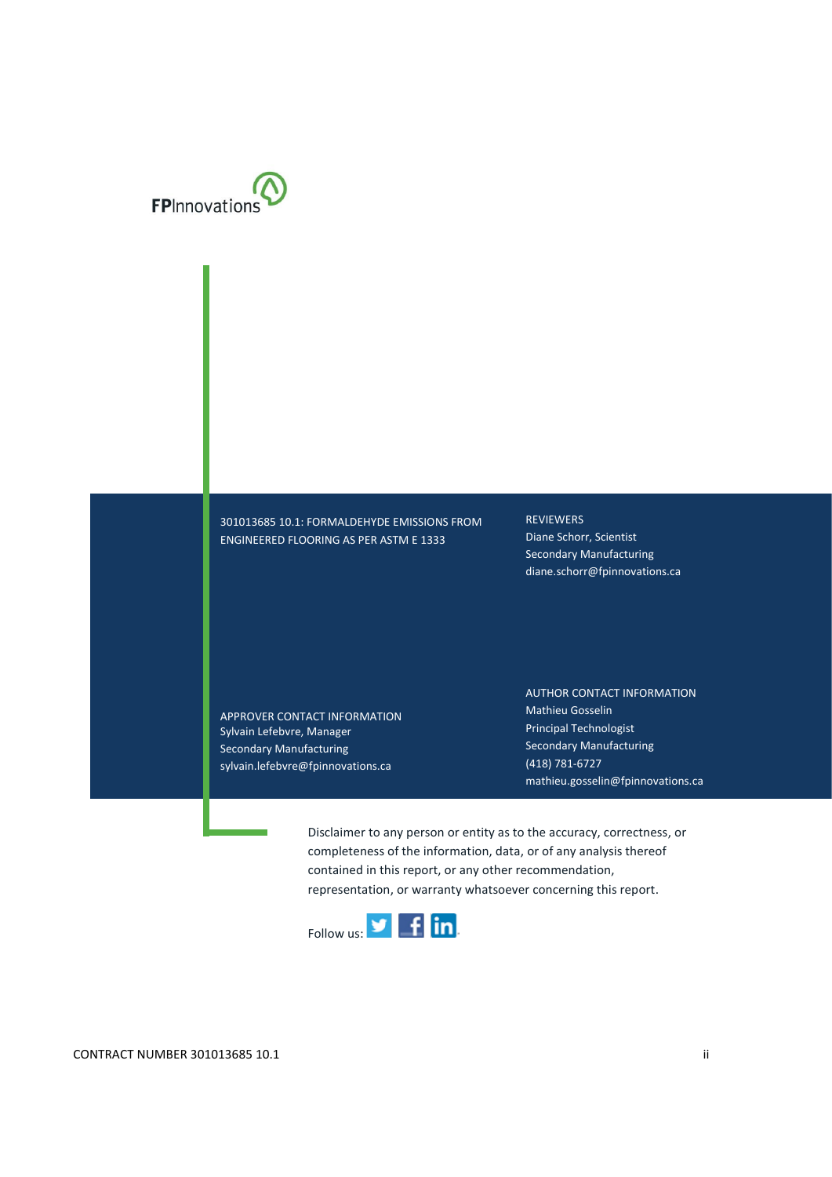FPInnovations

301013685 10.1: FORMALDEHYDE EMISSIONS FROM ENGINEERED FLOORING AS PER ASTM E 1333

REVIEWERS
Diane Schorr, Scientist
Secondary Manufacturing
diane.schorr@fpinnovations.ca

APPROVER CONTACT INFORMATION
Sylvain Lefebvre, Manager
Secondary Manufacturing
sylvain.lefebvre@fpinnovations.ca

AUTHOR CONTACT INFORMATION
Mathieu Gosselin
Principal Technologist
Secondary Manufacturing
(418) 781-6727
mathieu.gosselin@fpinnovations.ca

Disclaimer to any person or entity as to the accuracy, correctness, or completeness of the information, data, or of any analysis thereof contained in this report, or any other recommendation, representation, or warranty whatsoever concerning this report.

Follow us: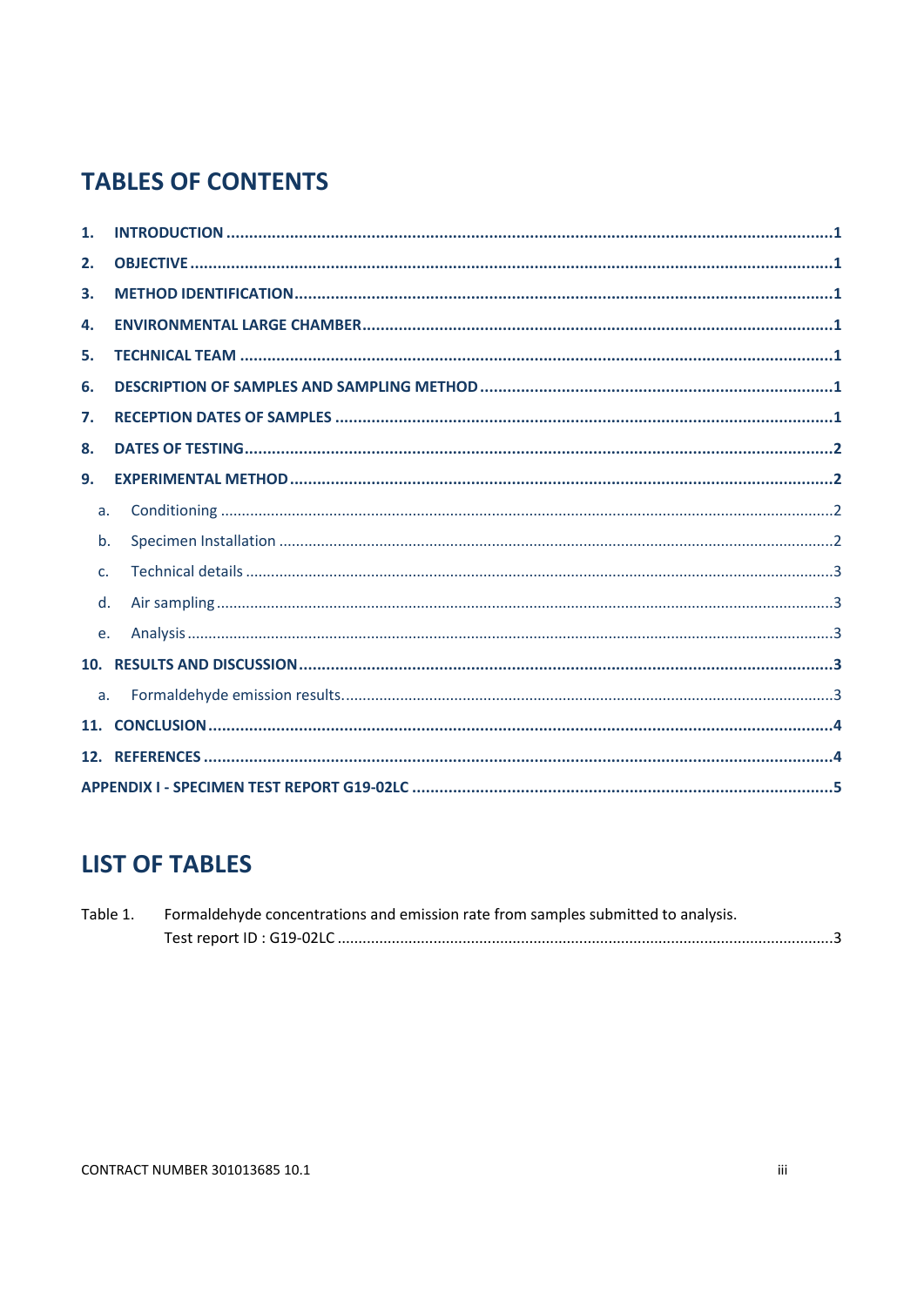# TABLES OF CONTENTS

1. INTRODUCTION ....................................................................................................................................1
2. OBJECTIVE ..........................................................................................................................................1
3. METHOD IDENTIFICATION....................................................................................................................1
4. ENVIRONMENTAL LARGE CHAMBER.......................................................................................................1
5. TECHNICAL TEAM .................................................................................................................................1
6. DESCRIPTION OF SAMPLES AND SAMPLING METHOD .............................................................................1
7. RECEPTION DATES OF SAMPLES ............................................................................................................1
8. DATES OF TESTING................................................................................................................................2
9. EXPERIMENTAL METHOD.......................................................................................................................2
   - a. Conditioning ................................................................................................................................2
   - b. Specimen Installation ..................................................................................................................2
   - c. Technical details .........................................................................................................................3
   - d. Air sampling ................................................................................................................................3
   - e. Analysis .......................................................................................................................................3
10. RESULTS AND DISCUSSION....................................................................................................................3
   - a. Formaldehyde emission results. ..................................................................................................3
11. CONCLUSION ........................................................................................................................................4
12. REFERENCES .........................................................................................................................................4

APPENDIX I - SPECIMEN TEST REPORT G19-02LC ............................................................................................5

# LIST OF TABLES

Table 1. Formaldehyde concentrations and emission rate from samples submitted to analysis. Test report ID : G19-02LC ....................................................................................................................3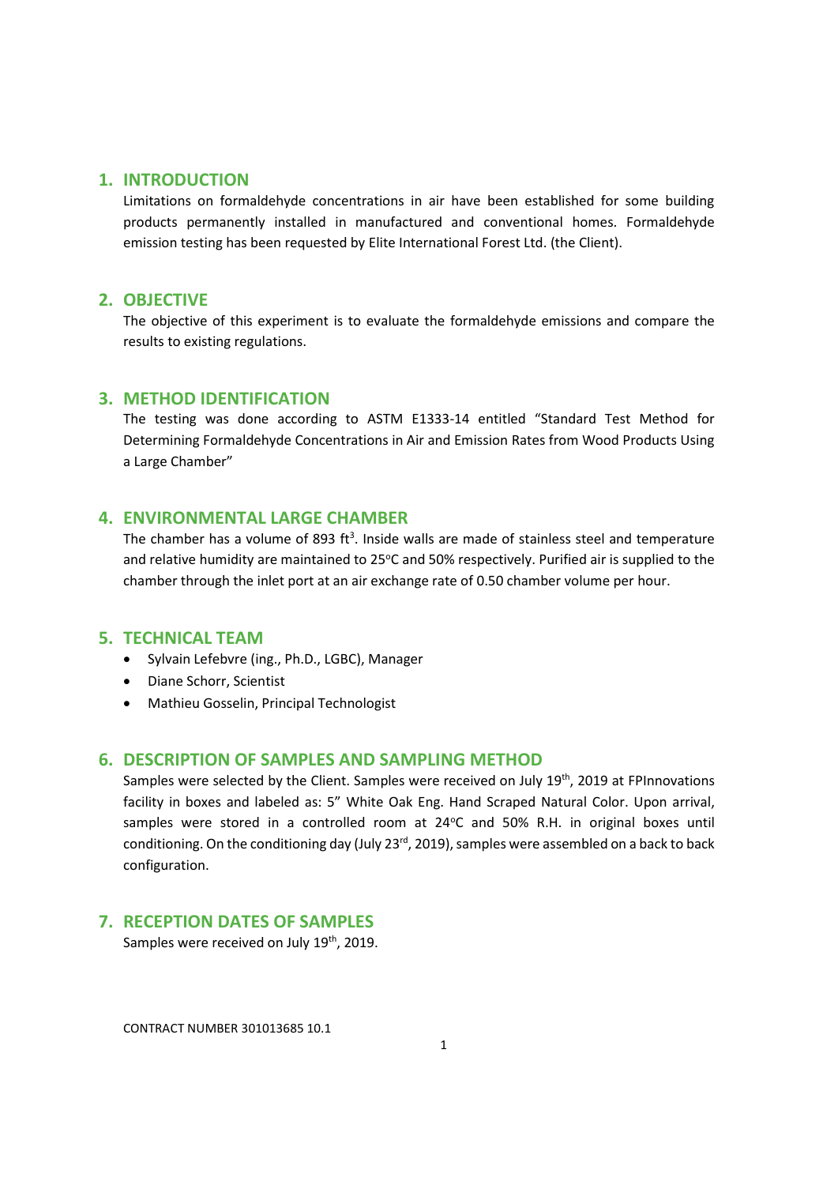## 1. INTRODUCTION

Limitations on formaldehyde concentrations in air have been established for some building products permanently installed in manufactured and conventional homes. Formaldehyde emission testing has been requested by Elite International Forest Ltd. (the Client).

## 2. OBJECTIVE

The objective of this experiment is to evaluate the formaldehyde emissions and compare the results to existing regulations.

## 3. METHOD IDENTIFICATION

The testing was done according to ASTM E1333-14 entitled "Standard Test Method for Determining Formaldehyde Concentrations in Air and Emission Rates from Wood Products Using a Large Chamber"

## 4. ENVIRONMENTAL LARGE CHAMBER

The chamber has a volume of 893 $ft^3$. Inside walls are made of stainless steel and temperature and relative humidity are maintained to 25°C and 50% respectively. Purified air is supplied to the chamber through the inlet port at an air exchange rate of 0.50 chamber volume per hour.

## 5. TECHNICAL TEAM

- Sylvain Lefebvre (ing., Ph.D., LGBC), Manager
- Diane Schorr, Scientist
- Mathieu Gosselin, Principal Technologist

## 6. DESCRIPTION OF SAMPLES AND SAMPLING METHOD

Samples were selected by the Client. Samples were received on July 19th, 2019 at FPInnovations facility in boxes and labeled as: 5" White Oak Eng. Hand Scraped Natural Color. Upon arrival, samples were stored in a controlled room at 24°C and 50% R.H. in original boxes until conditioning. On the conditioning day (July 23rd, 2019), samples were assembled on a back to back configuration.

## 7. RECEPTION DATES OF SAMPLES

Samples were received on July 19th, 2019.

CONTRACT NUMBER 301013685 10.1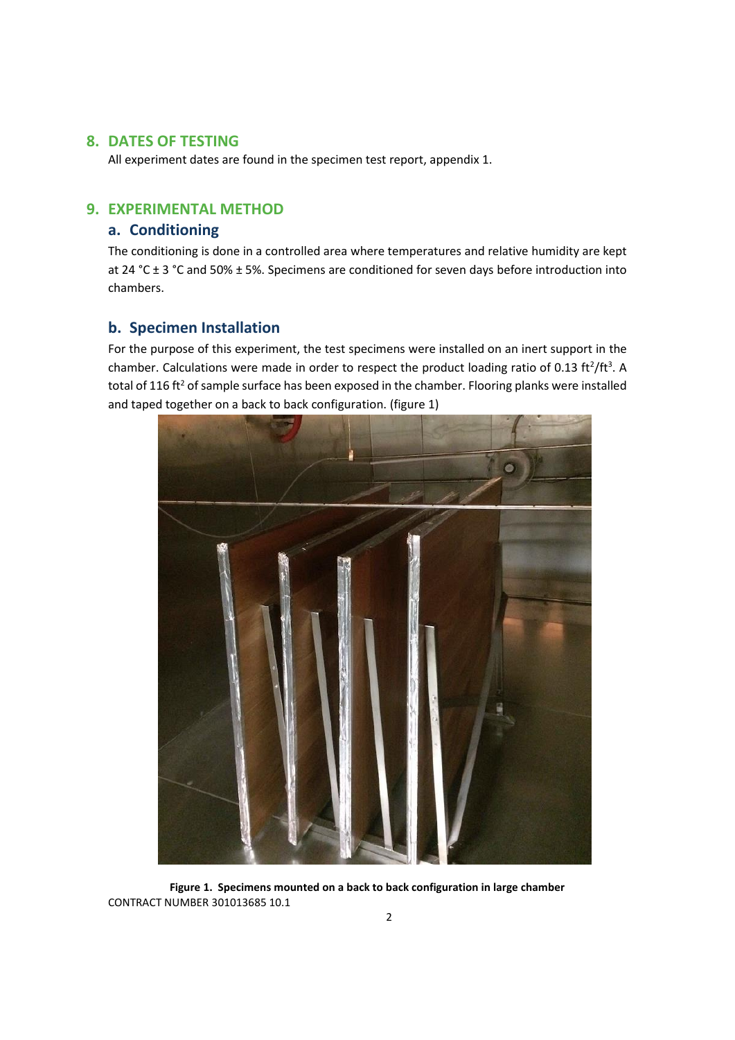## 8. DATES OF TESTING

All experiment dates are found in the specimen test report, appendix 1.

## 9. EXPERIMENTAL METHOD

### a. Conditioning

The conditioning is done in a controlled area where temperatures and relative humidity are kept at 24 °C ± 3 °C and 50% ± 5%. Specimens are conditioned for seven days before introduction into chambers.

### b. Specimen Installation

For the purpose of this experiment, the test specimens were installed on an inert support in the chamber. Calculations were made in order to respect the product loading ratio of 0.13 $ft^2/ft^3$. A total of 116 $ft^2$ of sample surface has been exposed in the chamber. Flooring planks were installed and taped together on a back to back configuration. (figure 1)

**Figure 1. Specimens mounted on a back to back configuration in large chamber**

CONTRACT NUMBER 301013685 10.1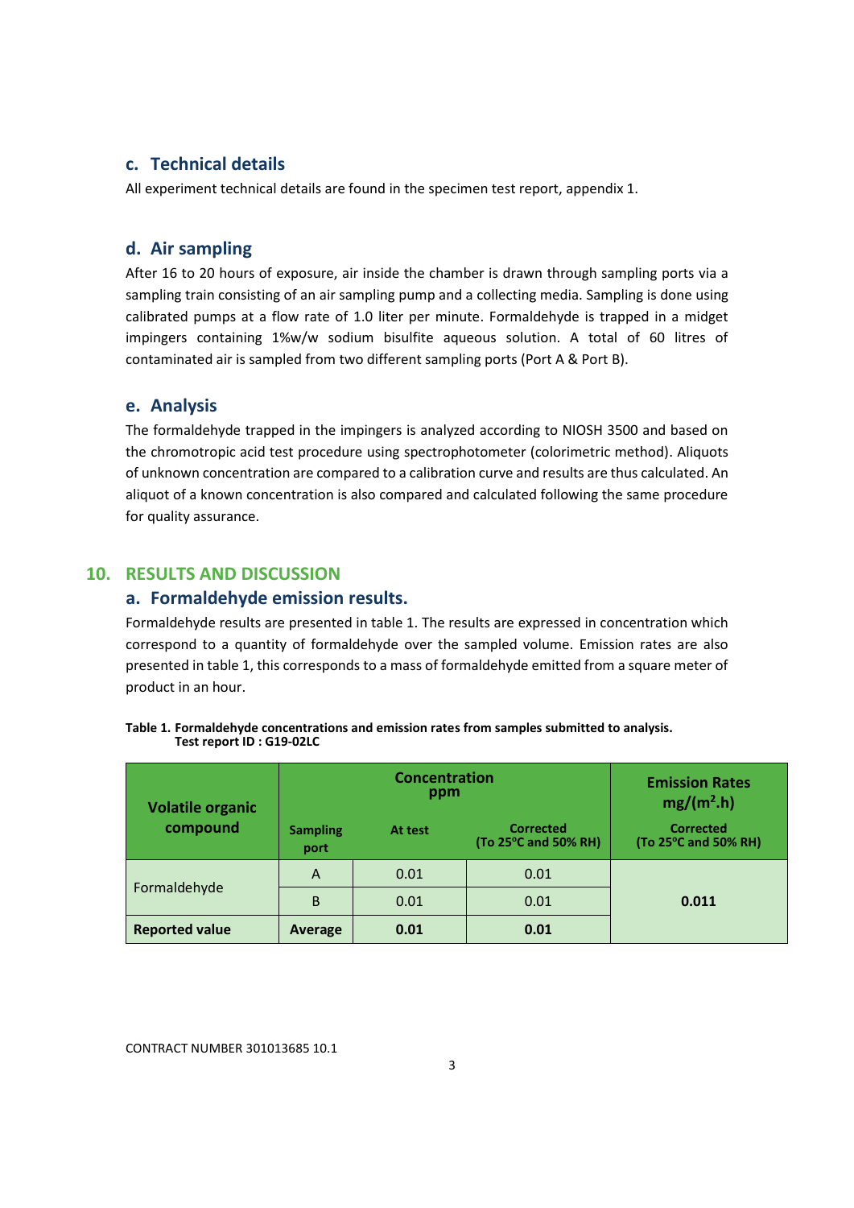### c. Technical details

All experiment technical details are found in the specimen test report, appendix 1.

### d. Air sampling

After 16 to 20 hours of exposure, air inside the chamber is drawn through sampling ports via a sampling train consisting of an air sampling pump and a collecting media. Sampling is done using calibrated pumps at a flow rate of 1.0 liter per minute. Formaldehyde is trapped in a midget impingers containing 1%w/w sodium bisulfite aqueous solution. A total of 60 litres of contaminated air is sampled from two different sampling ports (Port A & Port B).

### e. Analysis

The formaldehyde trapped in the impingers is analyzed according to NIOSH 3500 and based on the chromotropic acid test procedure using spectrophotometer (colorimetric method). Aliquots of unknown concentration are compared to a calibration curve and results are thus calculated. An aliquot of a known concentration is also compared and calculated following the same procedure for quality assurance.

## 10. RESULTS AND DISCUSSION

### a. Formaldehyde emission results.

Formaldehyde results are presented in table 1. The results are expressed in concentration which correspond to a quantity of formaldehyde over the sampled volume. Emission rates are also presented in table 1, this corresponds to a mass of formaldehyde emitted from a square meter of product in an hour.

**Table 1. Formaldehyde concentrations and emission rates from samples submitted to analysis.**
**Test report ID : G19-02LC**

| Volatile organic compound | Concentration ppm | | | Emission Rates $mg/(m^2.h)$ |
|---|---|---|---|---|
| | Sampling port | At test | Corrected (To 25°C and 50% RH) | Corrected (To 25°C and 50% RH) |
| Formaldehyde | A | 0.01 | 0.01 | **0.011** |
| | B | 0.01 | 0.01 | |
| **Reported value** | **Average** | **0.01** | **0.01** | |

CONTRACT NUMBER 301013685 10.1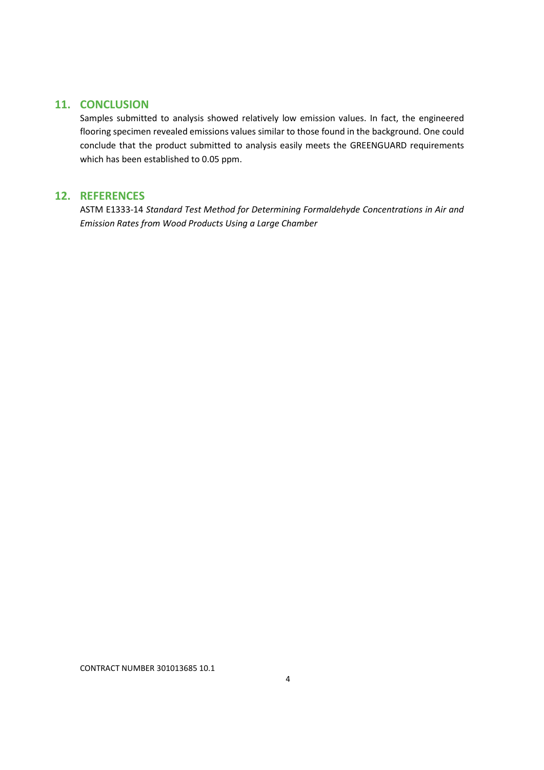## 11. CONCLUSION

Samples submitted to analysis showed relatively low emission values. In fact, the engineered flooring specimen revealed emissions values similar to those found in the background. One could conclude that the product submitted to analysis easily meets the GREENGUARD requirements which has been established to 0.05 ppm.

## 12. REFERENCES

ASTM E1333-14 *Standard Test Method for Determining Formaldehyde Concentrations in Air and Emission Rates from Wood Products Using a Large Chamber*

CONTRACT NUMBER 301013685 10.1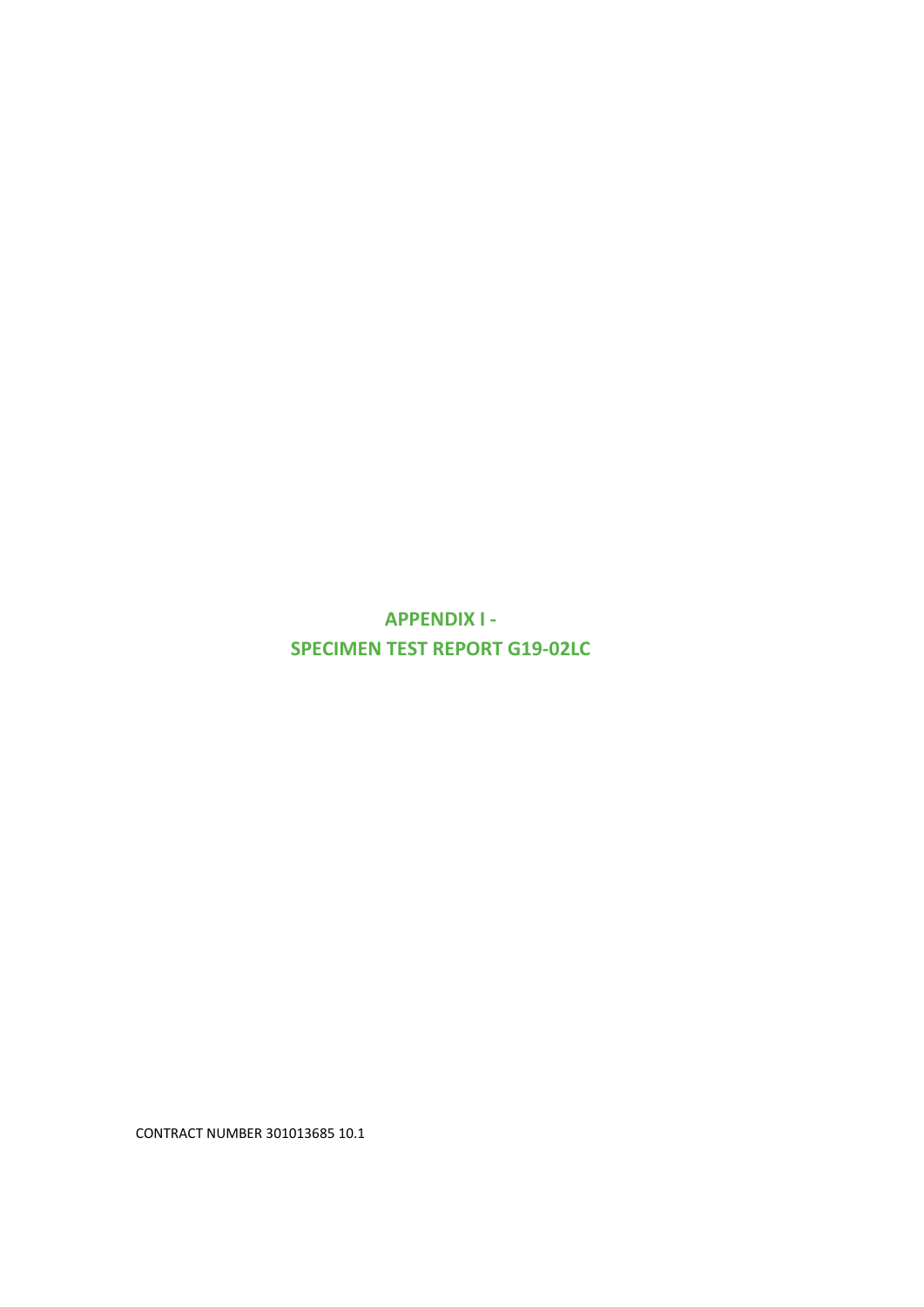# APPENDIX I - SPECIMEN TEST REPORT G19-02LC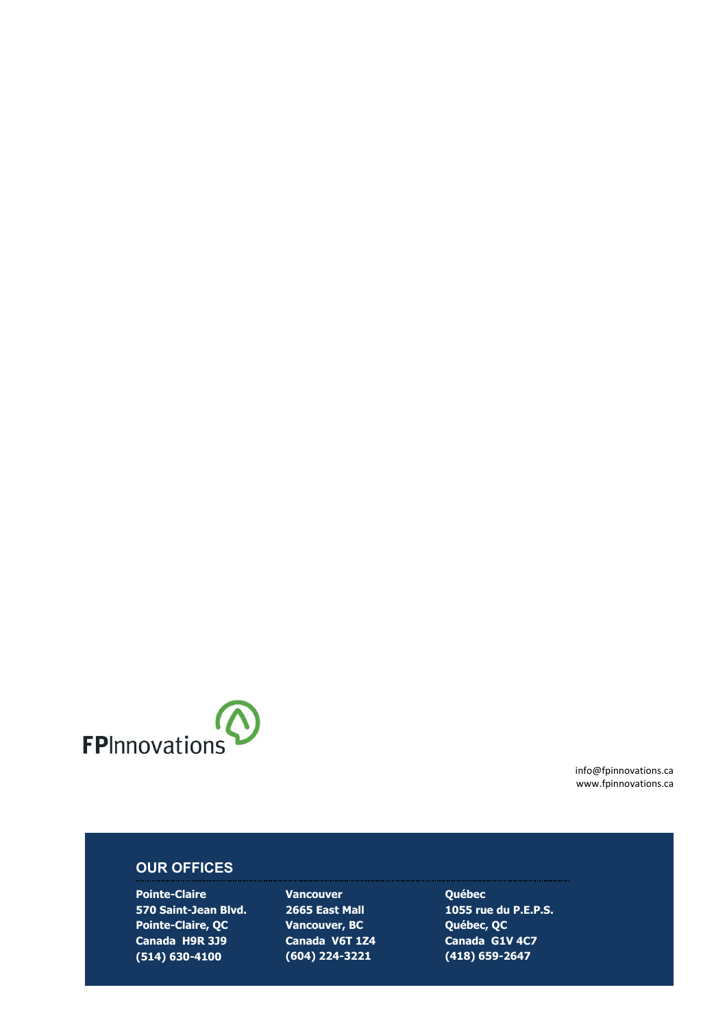FPInnovations

info@fpinnovations.ca
www.fpinnovations.ca

## OUR OFFICES

**Pointe-Claire**
**570 Saint-Jean Blvd.**
**Pointe-Claire, QC**
**Canada H9R 3J9**
**(514) 630-4100**

**Vancouver**
**2665 East Mall**
**Vancouver, BC**
**Canada V6T 1Z4**
**(604) 224-3221**

**Québec**
**1055 rue du P.E.P.S.**
**Québec, QC**
**Canada G1V 4C7**
**(418) 659-2647**